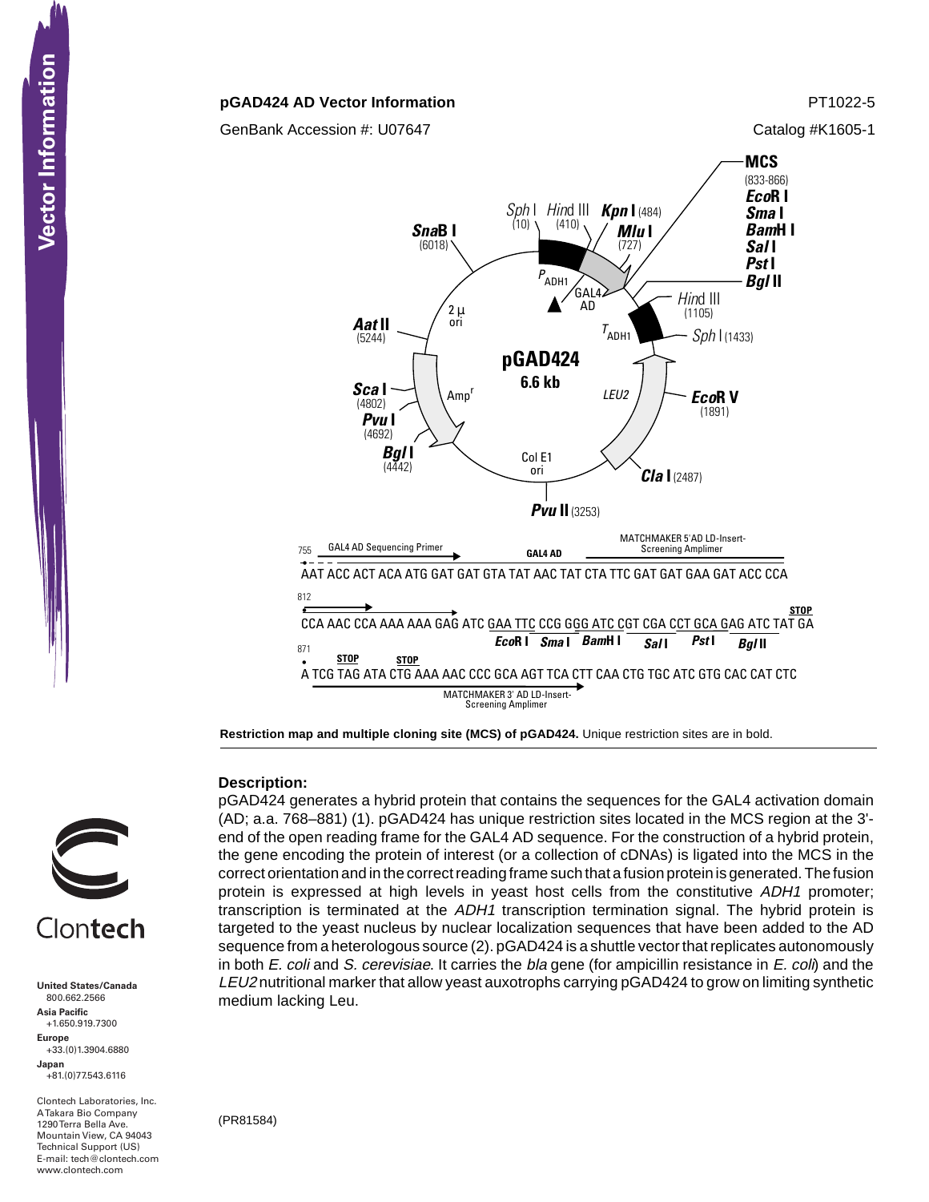## pGAD424 AD Vector Information

PT1022-5

GenBank Accession #: U07647

Catalog #K1605-1

**MCS** (833-866): ***Eco*R I**, ***Sma* I**, ***Bam*H I**, ***Sal* I**, ***Pst* I**, ***Bgl* II**

*Sph* I (10), *Hind* III (410), ***Kpn* I** (484), ***Mlu* I** (727), *Hind* III (1105), *Sph* I (1433), ***Eco*R V** (1891), ***Cla* I** (2487), ***Pvu* II** (3253), ***Bgl* I** (4442), ***Pvu* I** (4692), ***Sca* I** (4802), ***Aat* II** (5244), ***Sna*B I** (6018)

**pGAD424 6.6 kb** — $P_{ADH1}$, GAL4 AD, $T_{ADH1}$, *LEU2*, Col E1 ori, $Amp^r$, 2 µ ori

```
755   GAL4 AD Sequencing Primer ->          GAL4 AD     MATCHMAKER 5'AD LD-Insert-Screening Amplimer ->
      AAT ACC ACT ACA ATG GAT GAT GTA TAT AAC TAT CTA TTC GAT GAT GAA GAT ACC CCA

812                                                                               STOP
      CCA AAC CCA AAA AAG ATC GAA TTC CCG GGG ATC CGT CGA CCT GCA GAG ATC TAT GA
                              EcoR I  Sma I  BamH I  Sal I  Pst I  Bgl II

871       STOP     STOP
      A TCG TAG ATA CTG AAA AAC CCC GCA AGT TCA CTT CAA CTG TGC ATC GTG CAC CAT CTC
      <- MATCHMAKER 3' AD LD-Insert-Screening Amplimer
```

**Restriction map and multiple cloning site (MCS) of pGAD424.** Unique restriction sites are in bold.

### Description:

pGAD424 generates a hybrid protein that contains the sequences for the GAL4 activation domain (AD; a.a. 768–881) (1). pGAD424 has unique restriction sites located in the MCS region at the 3'-end of the open reading frame for the GAL4 AD sequence. For the construction of a hybrid protein, the gene encoding the protein of interest (or a collection of cDNAs) is ligated into the MCS in the correct orientation and in the correct reading frame such that a fusion protein is generated. The fusion protein is expressed at high levels in yeast host cells from the constitutive *ADH1* promoter; transcription is terminated at the *ADH1* transcription termination signal. The hybrid protein is targeted to the yeast nucleus by nuclear localization sequences that have been added to the AD sequence from a heterologous source (2). pGAD424 is a shuttle vector that replicates autonomously in both *E. coli* and *S. cerevisiae*. It carries the *bla* gene (for ampicillin resistance in *E. coli*) and the *LEU2* nutritional marker that allow yeast auxotrophs carrying pGAD424 to grow on limiting synthetic medium lacking Leu.

(PR81584)

Clontech

**United States/Canada**
800.662.2566
**Asia Pacific**
+1.650.919.7300
**Europe**
+33.(0)1.3904.6880
**Japan**
+81.(0)77.543.6116

Clontech Laboratories, Inc.
A Takara Bio Company
1290 Terra Bella Ave.
Mountain View, CA 94043
Technical Support (US)
E-mail: tech@clontech.com
www.clontech.com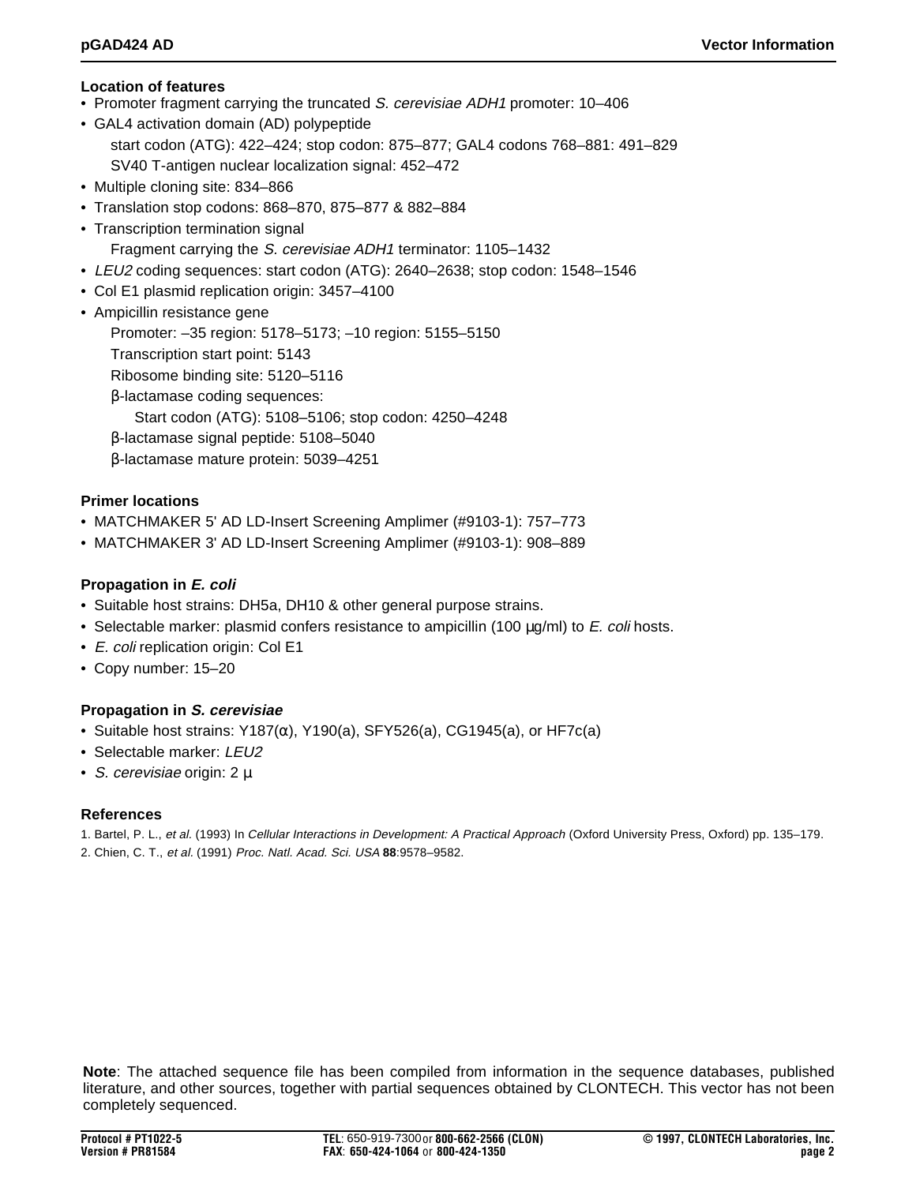### Location of features

- Promoter fragment carrying the truncated *S. cerevisiae ADH1* promoter: 10–406
- GAL4 activation domain (AD) polypeptide
  - start codon (ATG): 422–424; stop codon: 875–877; GAL4 codons 768–881: 491–829
  - SV40 T-antigen nuclear localization signal: 452–472
- Multiple cloning site: 834–866
- Translation stop codons: 868–870, 875–877 & 882–884
- Transcription termination signal
  - Fragment carrying the *S. cerevisiae ADH1* terminator: 1105–1432
- *LEU2* coding sequences: start codon (ATG): 2640–2638; stop codon: 1548–1546
- Col E1 plasmid replication origin: 3457–4100
- Ampicillin resistance gene
  - Promoter: –35 region: 5178–5173; –10 region: 5155–5150
  - Transcription start point: 5143
  - Ribosome binding site: 5120–5116
  - β-lactamase coding sequences:
    - Start codon (ATG): 5108–5106; stop codon: 4250–4248
  - β-lactamase signal peptide: 5108–5040
  - β-lactamase mature protein: 5039–4251

### Primer locations

- MATCHMAKER 5' AD LD-Insert Screening Amplimer (#9103-1): 757–773
- MATCHMAKER 3' AD LD-Insert Screening Amplimer (#9103-1): 908–889

### Propagation in *E. coli*

- Suitable host strains: DH5a, DH10 & other general purpose strains.
- Selectable marker: plasmid confers resistance to ampicillin (100 µg/ml) to *E. coli* hosts.
- *E. coli* replication origin: Col E1
- Copy number: 15–20

### Propagation in *S. cerevisiae*

- Suitable host strains: Y187(α), Y190(a), SFY526(a), CG1945(a), or HF7c(a)
- Selectable marker: *LEU2*
- *S. cerevisiae* origin: 2 µ

### References

1. Bartel, P. L., *et al.* (1993) In *Cellular Interactions in Development: A Practical Approach* (Oxford University Press, Oxford) pp. 135–179.
2. Chien, C. T., *et al.* (1991) *Proc. Natl. Acad. Sci. USA* **88**:9578–9582.

**Note**: The attached sequence file has been compiled from information in the sequence databases, published literature, and other sources, together with partial sequences obtained by CLONTECH. This vector has not been completely sequenced.

Protocol # PT1022-5
Version # PR81584

TEL: 650-919-7300 or 800-662-2566 (CLON)
FAX: 650-424-1064 or 800-424-1350

© 1997, CLONTECH Laboratories, Inc.